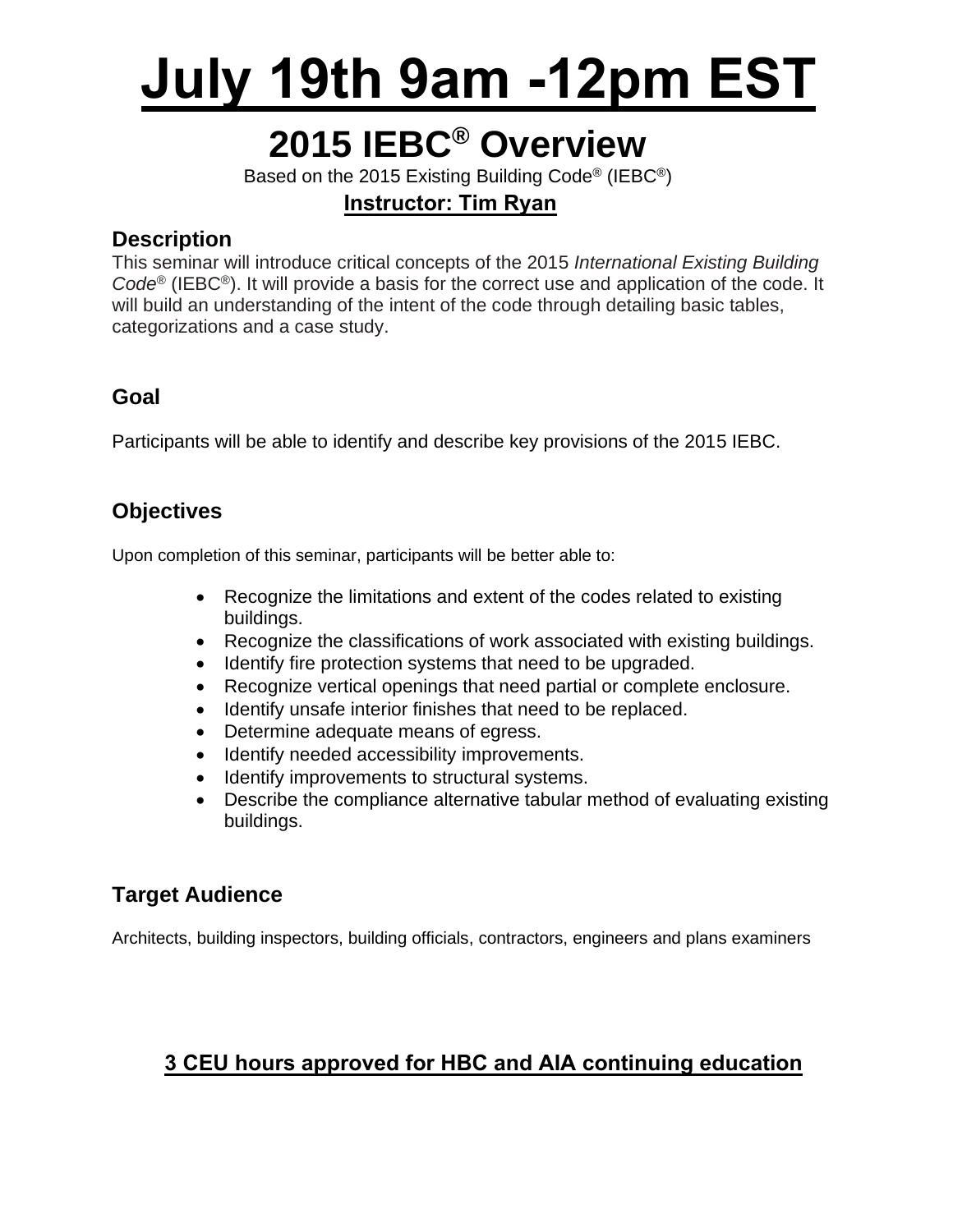# July 19th 9am -12pm EST

## 2015 IEBC® Overview

Based on the 2015 Existing Building Code® (IEBC®)

**Instructor: Tim Ryan**

### Description

This seminar will introduce critical concepts of the 2015 *International Existing Building Code®* (IEBC®). It will provide a basis for the correct use and application of the code. It will build an understanding of the intent of the code through detailing basic tables, categorizations and a case study.

### Goal

Participants will be able to identify and describe key provisions of the 2015 IEBC.

### Objectives

Upon completion of this seminar, participants will be better able to:

- Recognize the limitations and extent of the codes related to existing buildings.
- Recognize the classifications of work associated with existing buildings.
- Identify fire protection systems that need to be upgraded.
- Recognize vertical openings that need partial or complete enclosure.
- Identify unsafe interior finishes that need to be replaced.
- Determine adequate means of egress.
- Identify needed accessibility improvements.
- Identify improvements to structural systems.
- Describe the compliance alternative tabular method of evaluating existing buildings.

### Target Audience

Architects, building inspectors, building officials, contractors, engineers and plans examiners

**3 CEU hours approved for HBC and AIA continuing education**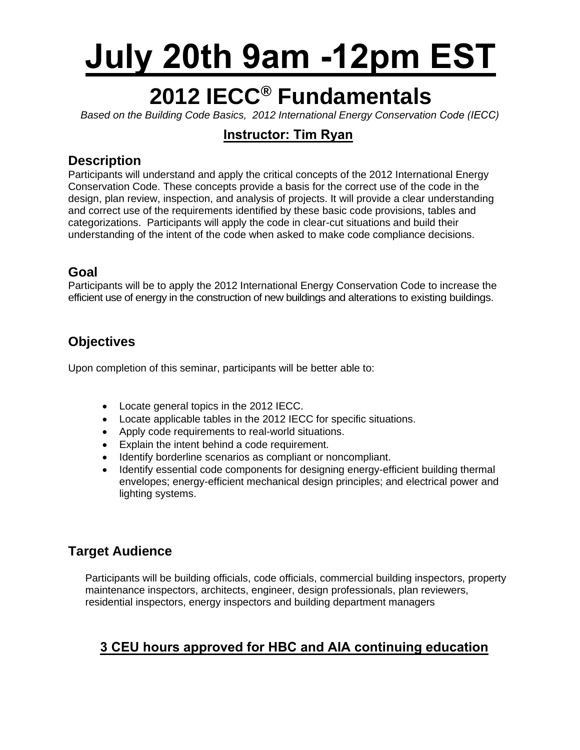# July 20th 9am -12pm EST

## 2012 IECC® Fundamentals

*Based on the Building Code Basics, 2012 International Energy Conservation Code (IECC)*

**Instructor: Tim Ryan**

### Description

Participants will understand and apply the critical concepts of the 2012 International Energy Conservation Code. These concepts provide a basis for the correct use of the code in the design, plan review, inspection, and analysis of projects. It will provide a clear understanding and correct use of the requirements identified by these basic code provisions, tables and categorizations. Participants will apply the code in clear-cut situations and build their understanding of the intent of the code when asked to make code compliance decisions.

### Goal

Participants will be to apply the 2012 International Energy Conservation Code to increase the efficient use of energy in the construction of new buildings and alterations to existing buildings.

### Objectives

Upon completion of this seminar, participants will be better able to:

- Locate general topics in the 2012 IECC.
- Locate applicable tables in the 2012 IECC for specific situations.
- Apply code requirements to real-world situations.
- Explain the intent behind a code requirement.
- Identify borderline scenarios as compliant or noncompliant.
- Identify essential code components for designing energy-efficient building thermal envelopes; energy-efficient mechanical design principles; and electrical power and lighting systems.

### Target Audience

Participants will be building officials, code officials, commercial building inspectors, property maintenance inspectors, architects, engineer, design professionals, plan reviewers, residential inspectors, energy inspectors and building department managers

**3 CEU hours approved for HBC and AIA continuing education**